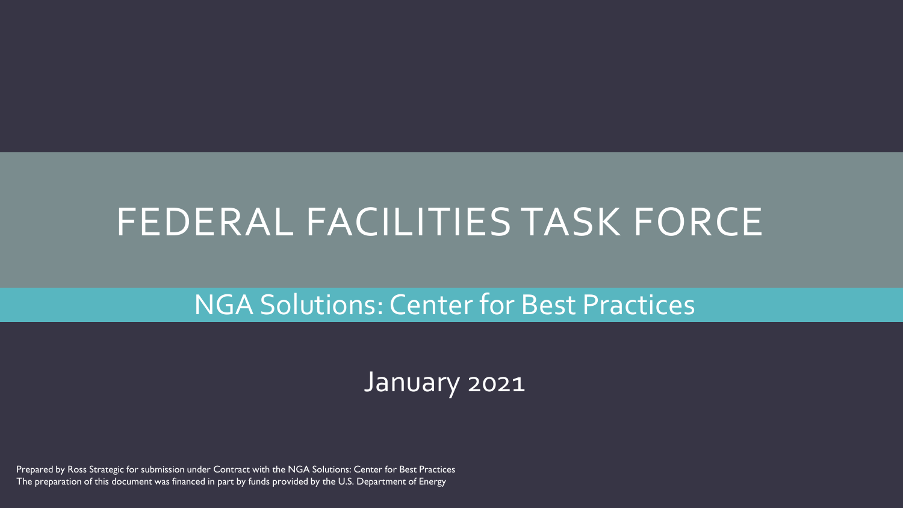# FEDERAL FACILITIES TASK FORCE

## NGA Solutions: Center for Best Practices

January 2021

Prepared by Ross Strategic for submission under Contract with the NGA Solutions: Center for Best Practices
The preparation of this document was financed in part by funds provided by the U.S. Department of Energy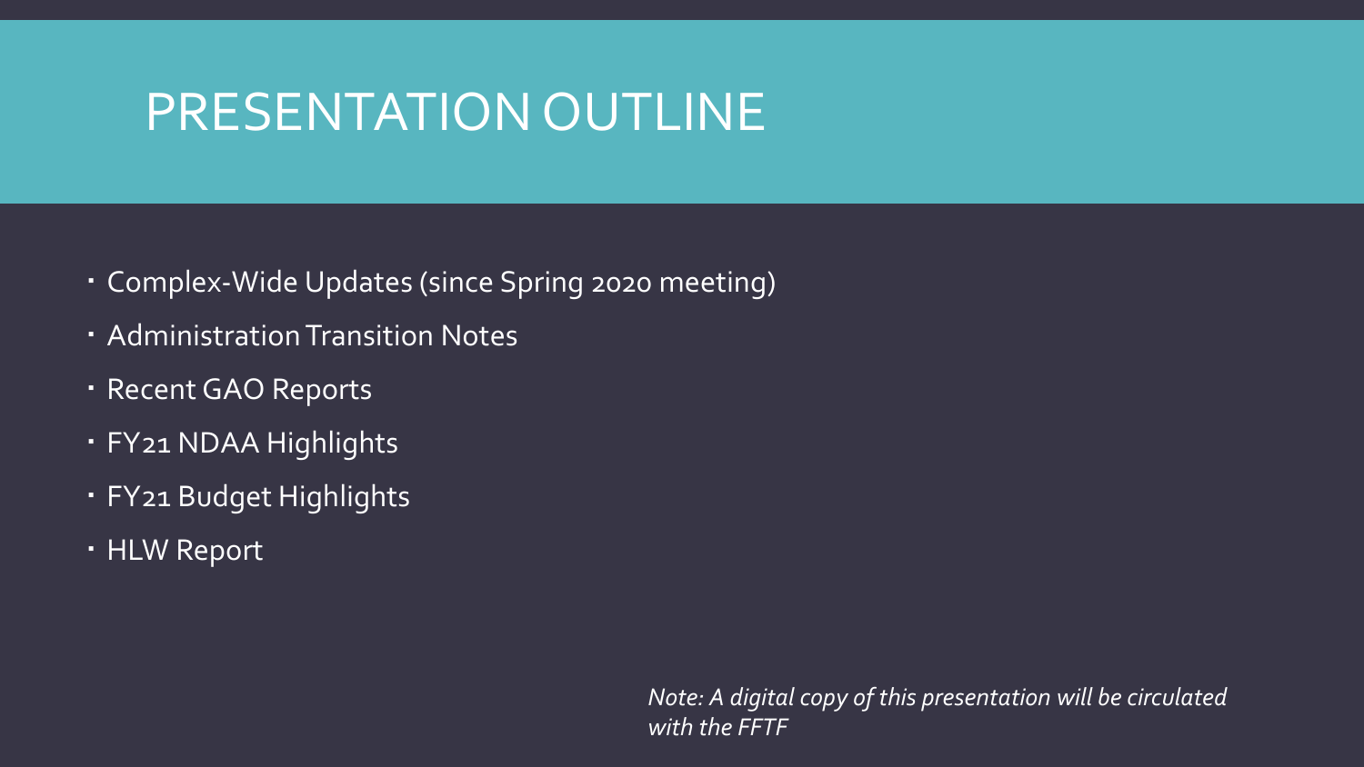# PRESENTATION OUTLINE

- Complex-Wide Updates (since Spring 2020 meeting)
- Administration Transition Notes
- Recent GAO Reports
- FY21 NDAA Highlights
- FY21 Budget Highlights
- HLW Report

*Note: A digital copy of this presentation will be circulated with the FFTF*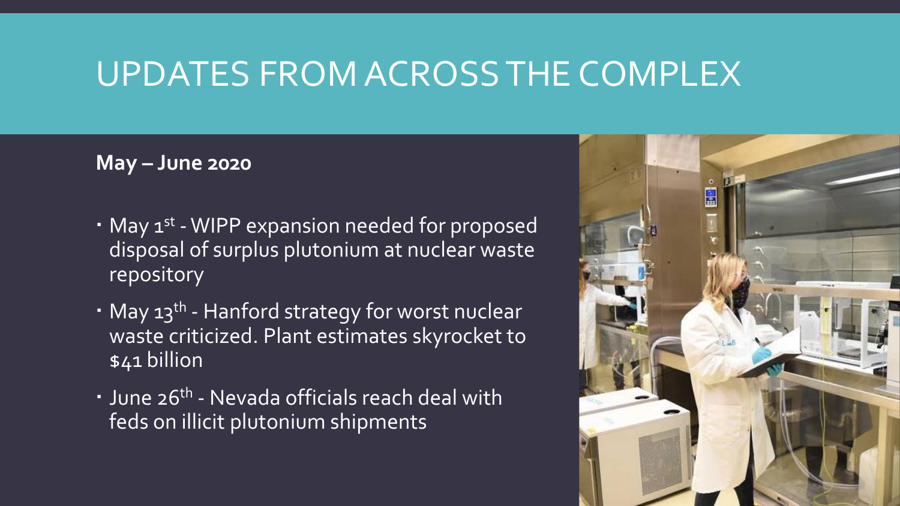# UPDATES FROM ACROSS THE COMPLEX

**May – June 2020**

- May 1st - WIPP expansion needed for proposed disposal of surplus plutonium at nuclear waste repository
- May 13th - Hanford strategy for worst nuclear waste criticized. Plant estimates skyrocket to $41 billion
- June 26th - Nevada officials reach deal with feds on illicit plutonium shipments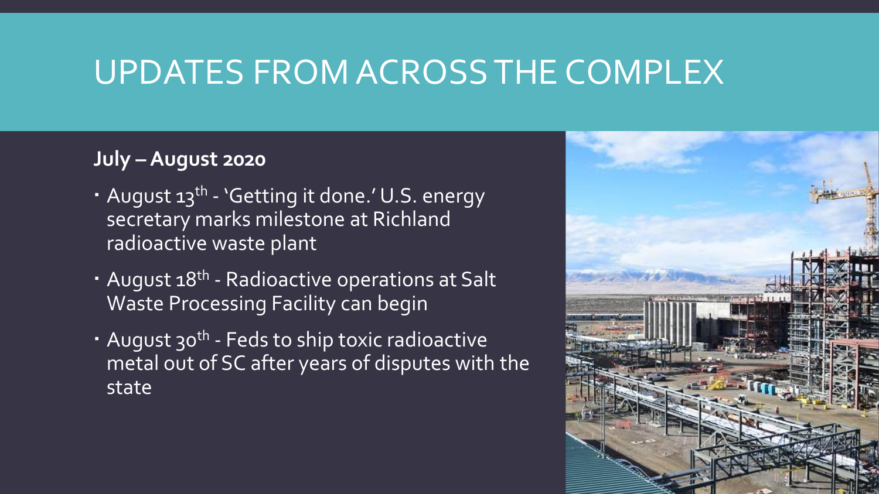# UPDATES FROM ACROSS THE COMPLEX

**July – August 2020**

- August 13th - 'Getting it done.' U.S. energy secretary marks milestone at Richland radioactive waste plant
- August 18th - Radioactive operations at Salt Waste Processing Facility can begin
- August 30th - Feds to ship toxic radioactive metal out of SC after years of disputes with the state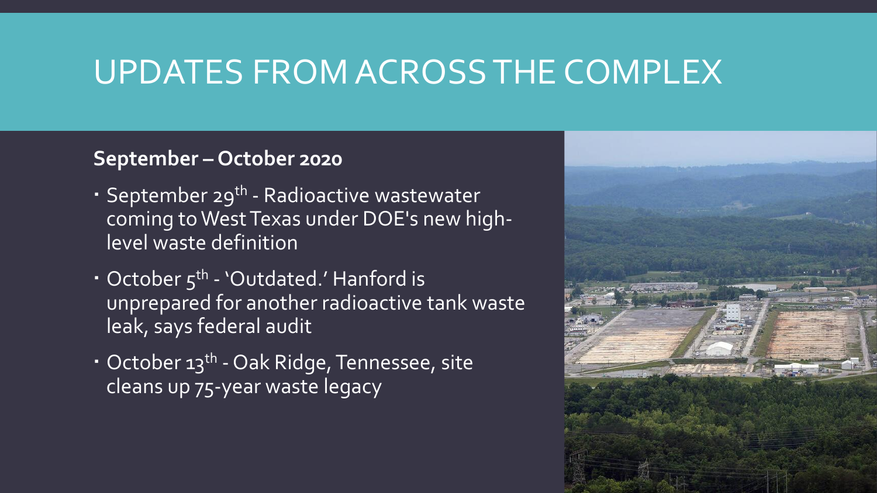# UPDATES FROM ACROSS THE COMPLEX

**September – October 2020**

- September 29th - Radioactive wastewater coming to West Texas under DOE's new high-level waste definition
- October 5th - 'Outdated.' Hanford is unprepared for another radioactive tank waste leak, says federal audit
- October 13th - Oak Ridge, Tennessee, site cleans up 75-year waste legacy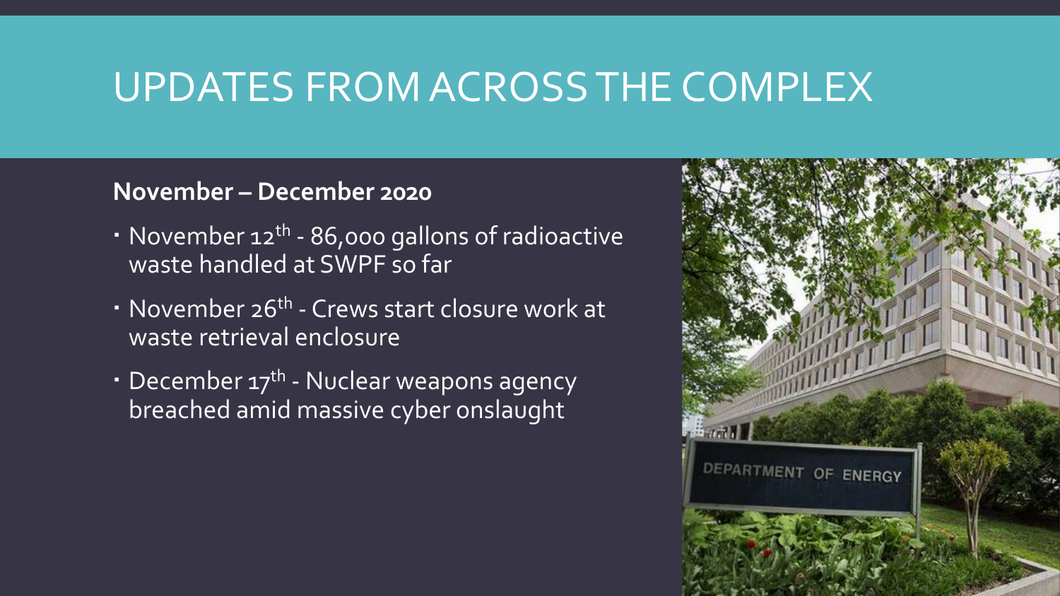# UPDATES FROM ACROSS THE COMPLEX

**November – December 2020**

- November 12th - 86,000 gallons of radioactive waste handled at SWPF so far
- November 26th - Crews start closure work at waste retrieval enclosure
- December 17th - Nuclear weapons agency breached amid massive cyber onslaught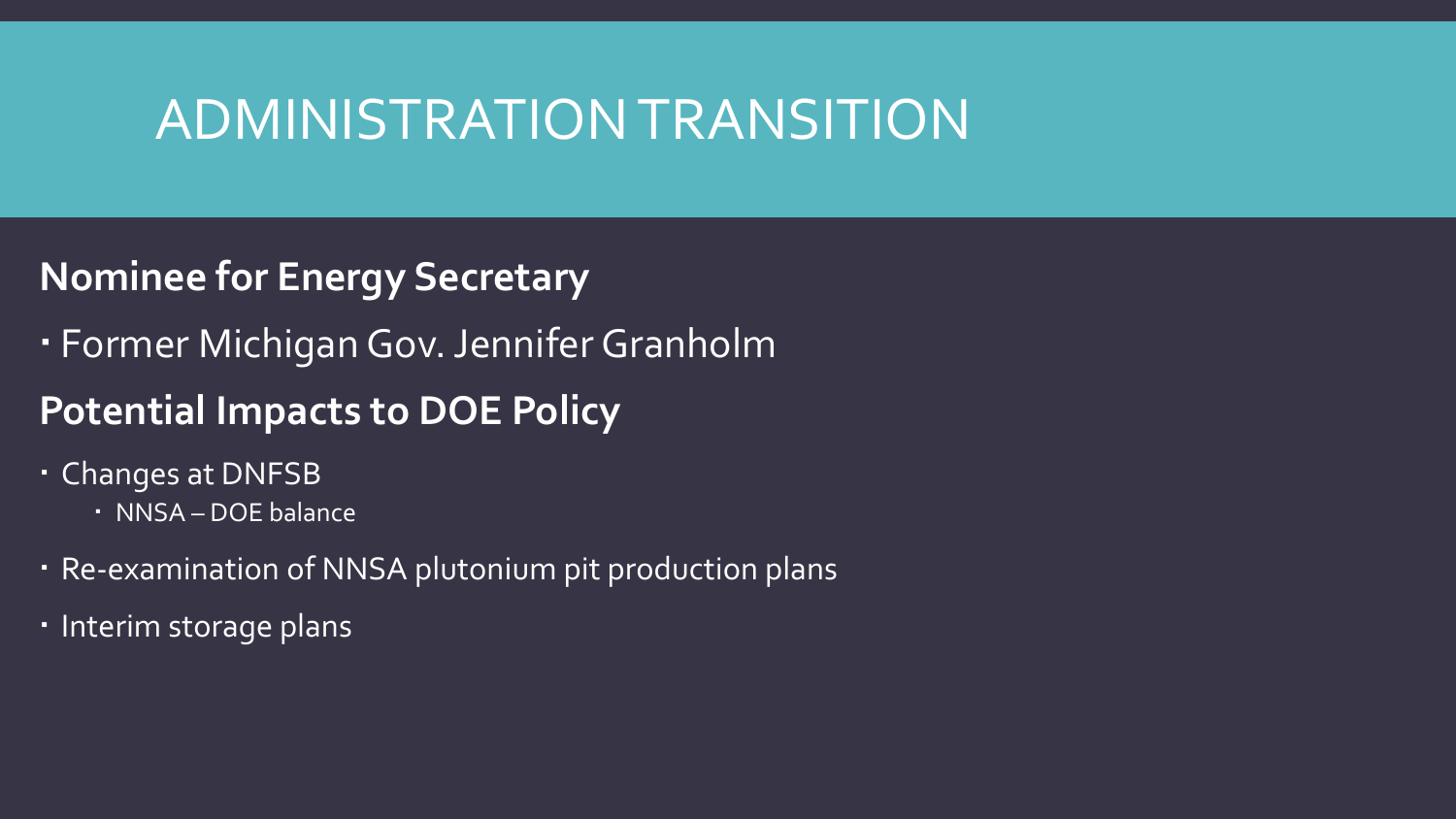# ADMINISTRATION TRANSITION

**Nominee for Energy Secretary**

- Former Michigan Gov. Jennifer Granholm

**Potential Impacts to DOE Policy**

- Changes at DNFSB
  - NNSA – DOE balance
- Re-examination of NNSA plutonium pit production plans
- Interim storage plans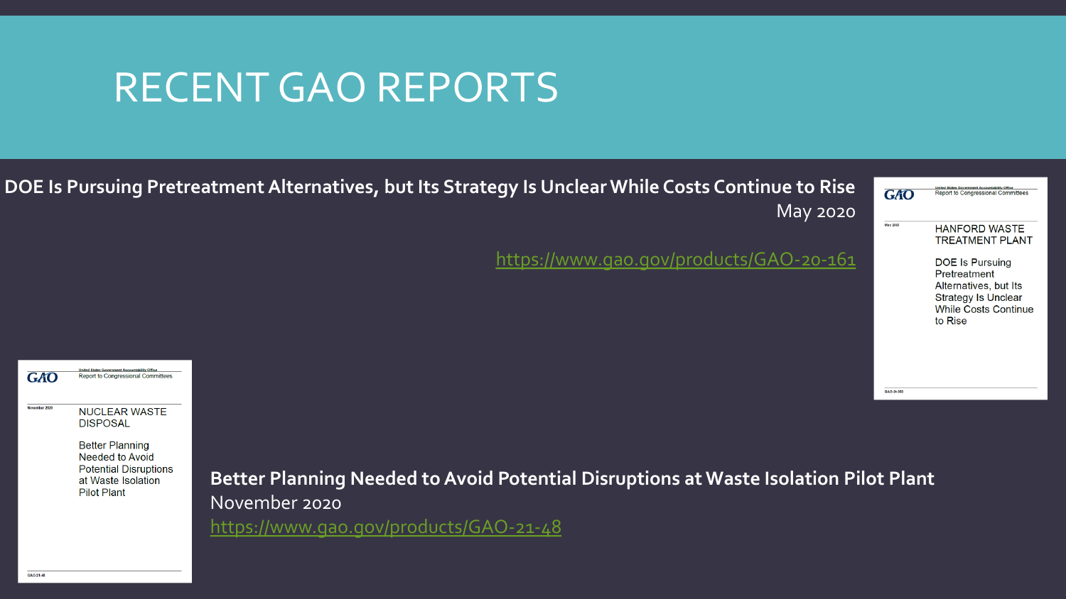# RECENT GAO REPORTS

**DOE Is Pursuing Pretreatment Alternatives, but Its Strategy Is Unclear While Costs Continue to Rise**

May 2020

https://www.gao.gov/products/GAO-20-161

**Better Planning Needed to Avoid Potential Disruptions at Waste Isolation Pilot Plant**

November 2020

https://www.gao.gov/products/GAO-21-48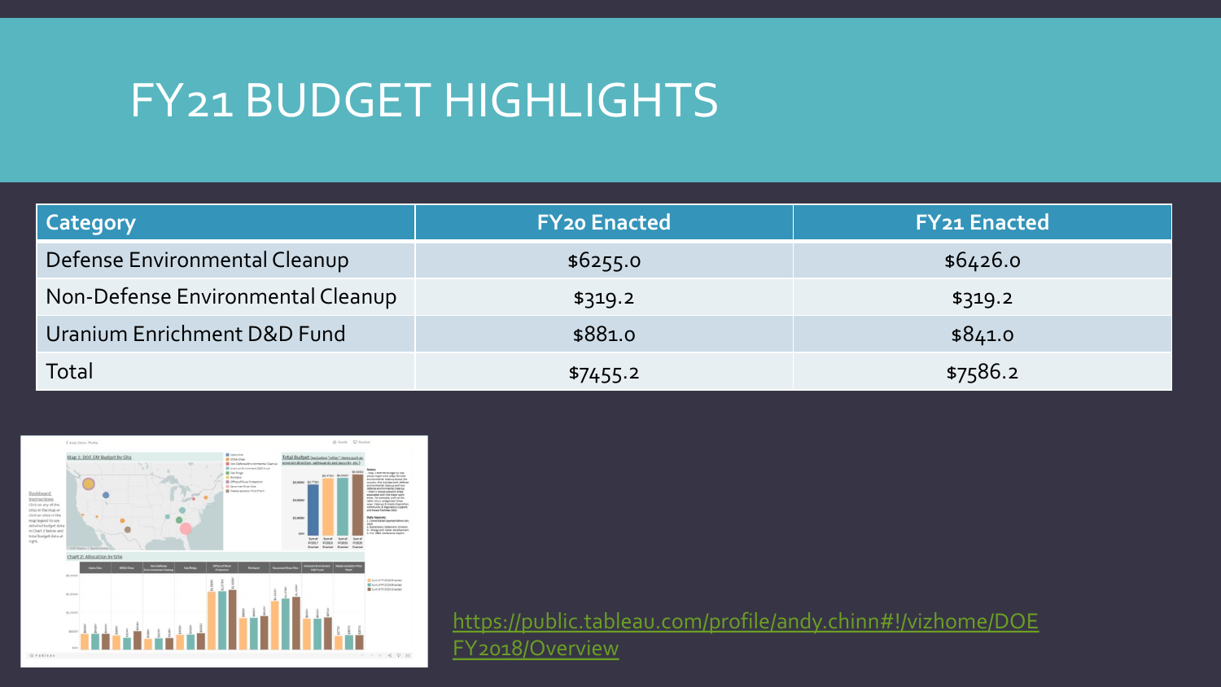# FY21 BUDGET HIGHLIGHTS

| Category | FY20 Enacted | FY21 Enacted |
|---|---|---|
| Defense Environmental Cleanup | $6255.0 | $6426.0 |
| Non-Defense Environmental Cleanup | $319.2 | $319.2 |
| Uranium Enrichment D&D Fund | $881.0 | $841.0 |
| Total | $7455.2 | $7586.2 |

https://public.tableau.com/profile/andy.chinn#!/vizhome/DOEFY2018/Overview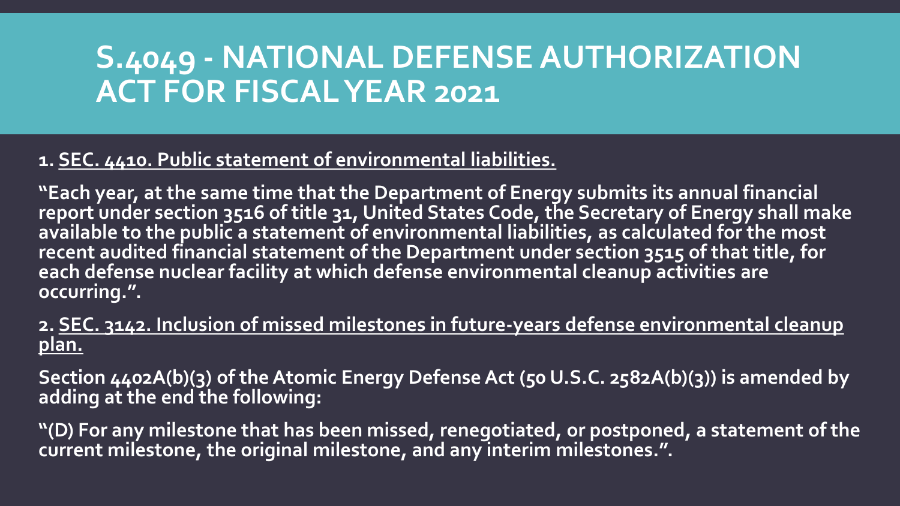# S.4049 - NATIONAL DEFENSE AUTHORIZATION ACT FOR FISCAL YEAR 2021

**1. <u>SEC. 4410. Public statement of environmental liabilities.</u>**

**"Each year, at the same time that the Department of Energy submits its annual financial report under section 3516 of title 31, United States Code, the Secretary of Energy shall make available to the public a statement of environmental liabilities, as calculated for the most recent audited financial statement of the Department under section 3515 of that title, for each defense nuclear facility at which defense environmental cleanup activities are occurring.".**

**2. <u>SEC. 3142. Inclusion of missed milestones in future-years defense environmental cleanup plan.</u>**

**Section 4402A(b)(3) of the Atomic Energy Defense Act (50 U.S.C. 2582A(b)(3)) is amended by adding at the end the following:**

**"(D) For any milestone that has been missed, renegotiated, or postponed, a statement of the current milestone, the original milestone, and any interim milestones.".**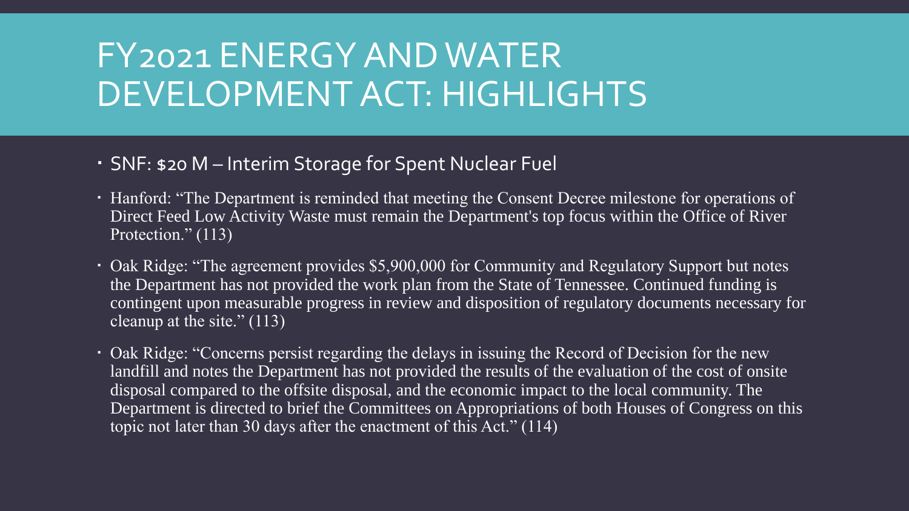# FY2021 ENERGY AND WATER DEVELOPMENT ACT: HIGHLIGHTS

- SNF: $20 M – Interim Storage for Spent Nuclear Fuel
- Hanford: "The Department is reminded that meeting the Consent Decree milestone for operations of Direct Feed Low Activity Waste must remain the Department's top focus within the Office of River Protection." (113)
- Oak Ridge: "The agreement provides $5,900,000 for Community and Regulatory Support but notes the Department has not provided the work plan from the State of Tennessee. Continued funding is contingent upon measurable progress in review and disposition of regulatory documents necessary for cleanup at the site." (113)
- Oak Ridge: "Concerns persist regarding the delays in issuing the Record of Decision for the new landfill and notes the Department has not provided the results of the evaluation of the cost of onsite disposal compared to the offsite disposal, and the economic impact to the local community. The Department is directed to brief the Committees on Appropriations of both Houses of Congress on this topic not later than 30 days after the enactment of this Act." (114)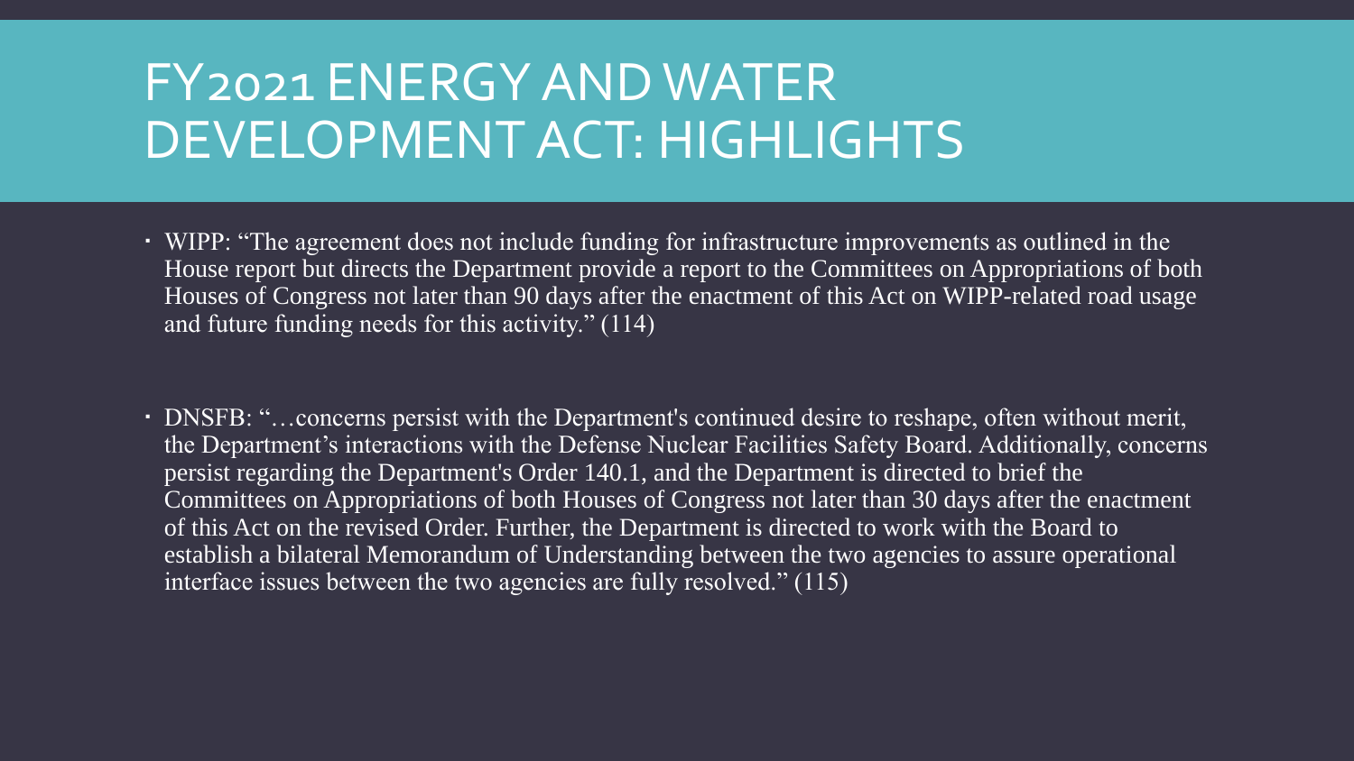# FY2021 ENERGY AND WATER DEVELOPMENT ACT: HIGHLIGHTS

- WIPP: "The agreement does not include funding for infrastructure improvements as outlined in the House report but directs the Department provide a report to the Committees on Appropriations of both Houses of Congress not later than 90 days after the enactment of this Act on WIPP-related road usage and future funding needs for this activity." (114)

- DNSFB: "…concerns persist with the Department's continued desire to reshape, often without merit, the Department's interactions with the Defense Nuclear Facilities Safety Board. Additionally, concerns persist regarding the Department's Order 140.1, and the Department is directed to brief the Committees on Appropriations of both Houses of Congress not later than 30 days after the enactment of this Act on the revised Order. Further, the Department is directed to work with the Board to establish a bilateral Memorandum of Understanding between the two agencies to assure operational interface issues between the two agencies are fully resolved." (115)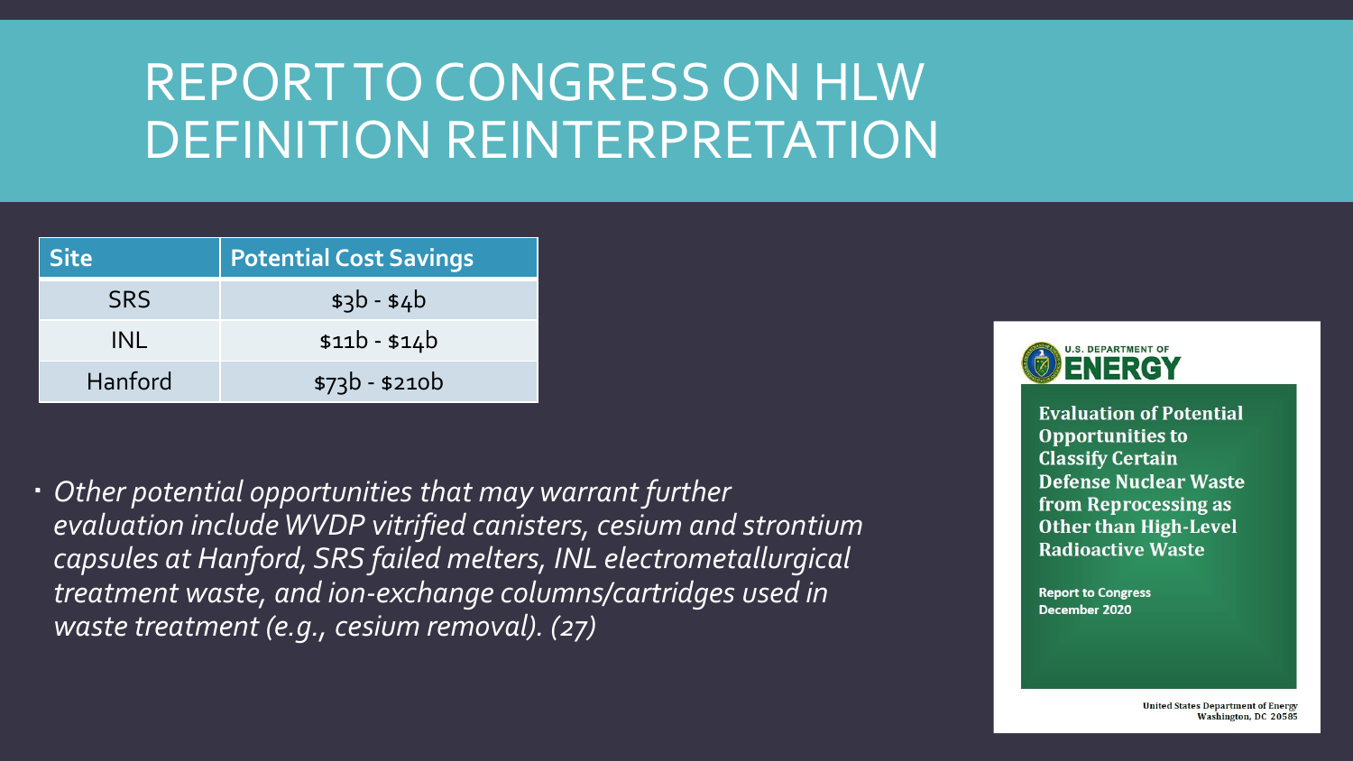# REPORT TO CONGRESS ON HLW DEFINITION REINTERPRETATION

| Site | Potential Cost Savings |
| --- | --- |
| SRS | $3b - $4b |
| INL | $11b - $14b |
| Hanford | $73b - $210b |

- *Other potential opportunities that may warrant further evaluation include WVDP vitrified canisters, cesium and strontium capsules at Hanford, SRS failed melters, INL electrometallurgical treatment waste, and ion-exchange columns/cartridges used in waste treatment (e.g., cesium removal). (27)*

U.S. DEPARTMENT OF ENERGY

**Evaluation of Potential Opportunities to Classify Certain Defense Nuclear Waste from Reprocessing as Other than High-Level Radioactive Waste**

**Report to Congress**
**December 2020**

United States Department of Energy
Washington, DC 20585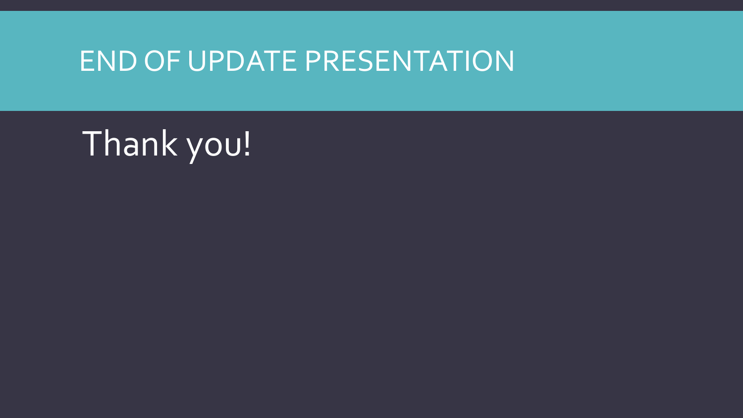# END OF UPDATE PRESENTATION

Thank you!